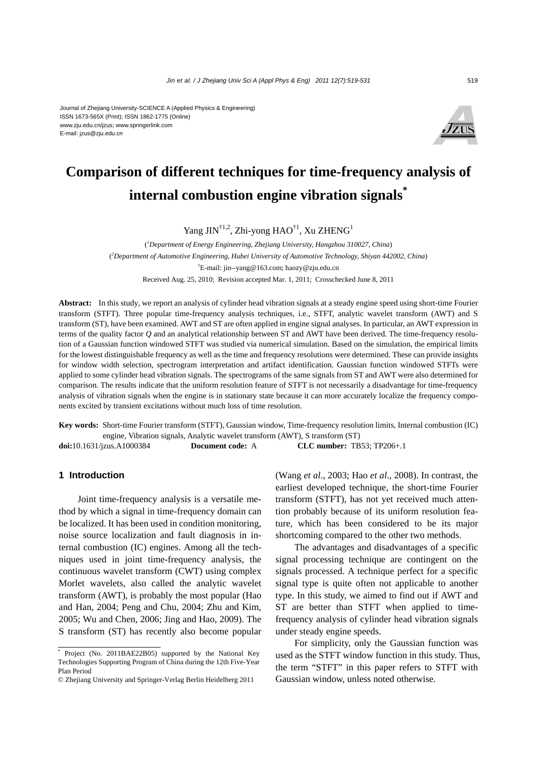Journal of Zhejiang University-SCIENCE A (Applied Physics & Engineering)
ISSN 1673-565X (Print); ISSN 1862-1775 (Online)
www.zju.edu.cn/jzus; www.springerlink.com
E-mail: jzus@zju.edu.cn

# Comparison of different techniques for time-frequency analysis of internal combustion engine vibration signals*

Yang JIN[†1,2], Zhi-yong HAO[†1], Xu ZHENG[1]

([1]*Department of Energy Engineering, Zhejiang University, Hangzhou 310027, China*)

([2]*Department of Automotive Engineering, Hubei University of Automotive Technology, Shiyan 442002, China*)

[†]E-mail: jin--yang@163.com; haozy@zju.edu.cn

Received Aug. 25, 2010; Revision accepted Mar. 1, 2011; Crosschecked June 8, 2011

**Abstract:** In this study, we report an analysis of cylinder head vibration signals at a steady engine speed using short-time Fourier transform (STFT). Three popular time-frequency analysis techniques, i.e., STFT, analytic wavelet transform (AWT) and S transform (ST), have been examined. AWT and ST are often applied in engine signal analyses. In particular, an AWT expression in terms of the quality factor *Q* and an analytical relationship between ST and AWT have been derived. The time-frequency resolution of a Gaussian function windowed STFT was studied via numerical simulation. Based on the simulation, the empirical limits for the lowest distinguishable frequency as well as the time and frequency resolutions were determined. These can provide insights for window width selection, spectrogram interpretation and artifact identification. Gaussian function windowed STFTs were applied to some cylinder head vibration signals. The spectrograms of the same signals from ST and AWT were also determined for comparison. The results indicate that the uniform resolution feature of STFT is not necessarily a disadvantage for time-frequency analysis of vibration signals when the engine is in stationary state because it can more accurately localize the frequency components excited by transient excitations without much loss of time resolution.

**Key words:** Short-time Fourier transform (STFT), Gaussian window, Time-frequency resolution limits, Internal combustion (IC) engine, Vibration signals, Analytic wavelet transform (AWT), S transform (ST)

**doi:**10.1631/jzus.A1000384 **Document code:** A **CLC number:** TB53; TP206+.1

## 1 Introduction

Joint time-frequency analysis is a versatile method by which a signal in time-frequency domain can be localized. It has been used in condition monitoring, noise source localization and fault diagnosis in internal combustion (IC) engines. Among all the techniques used in joint time-frequency analysis, the continuous wavelet transform (CWT) using complex Morlet wavelets, also called the analytic wavelet transform (AWT), is probably the most popular (Hao and Han, 2004; Peng and Chu, 2004; Zhu and Kim, 2005; Wu and Chen, 2006; Jing and Hao, 2009). The S transform (ST) has recently also become popular (Wang *et al*., 2003; Hao *et al*., 2008). In contrast, the earliest developed technique, the short-time Fourier transform (STFT), has not yet received much attention probably because of its uniform resolution feature, which has been considered to be its major shortcoming compared to the other two methods.

The advantages and disadvantages of a specific signal processing technique are contingent on the signals processed. A technique perfect for a specific signal type is quite often not applicable to another type. In this study, we aimed to find out if AWT and ST are better than STFT when applied to time-frequency analysis of cylinder head vibration signals under steady engine speeds.

For simplicity, only the Gaussian function was used as the STFT window function in this study. Thus, the term "STFT" in this paper refers to STFT with Gaussian window, unless noted otherwise.

* Project (No. 2011BAE22B05) supported by the National Key Technologies Supporting Program of China during the 12th Five-Year Plan Period

© Zhejiang University and Springer-Verlag Berlin Heidelberg 2011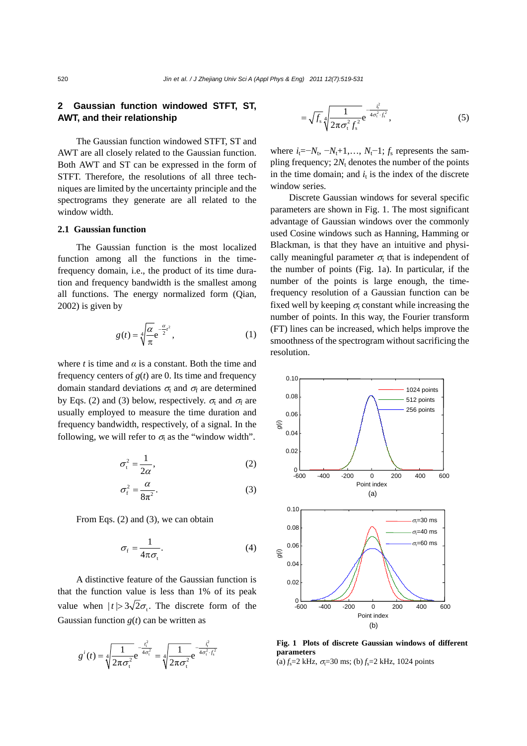## 2 Gaussian function windowed STFT, ST, AWT, and their relationship

The Gaussian function windowed STFT, ST and AWT are all closely related to the Gaussian function. Both AWT and ST can be expressed in the form of STFT. Therefore, the resolutions of all three techniques are limited by the uncertainty principle and the spectrograms they generate are all related to the window width.

### 2.1 Gaussian function

The Gaussian function is the most localized function among all the functions in the time-frequency domain, i.e., the product of its time duration and frequency bandwidth is the smallest among all functions. The energy normalized form (Qian, 2002) is given by

$$g(t) = \sqrt[4]{\frac{\alpha}{\pi}} \mathrm{e}^{-\frac{\alpha}{2}t^2}, \tag{1}$$

where $t$ is time and $\alpha$ is a constant. Both the time and frequency centers of $g(t)$ are 0. Its time and frequency domain standard deviations $\sigma_t$ and $\sigma_f$ are determined by Eqs. (2) and (3) below, respectively. $\sigma_t$ and $\sigma_f$ are usually employed to measure the time duration and frequency bandwidth, respectively, of a signal. In the following, we will refer to $\sigma_t$ as the "window width".

$$\sigma_t^2 = \frac{1}{2\alpha}, \tag{2}$$

$$\sigma_f^2 = \frac{\alpha}{8\pi^2}. \tag{3}$$

From Eqs. (2) and (3), we can obtain

$$\sigma_f = \frac{1}{4\pi\sigma_t}. \tag{4}$$

A distinctive feature of the Gaussian function is that the function value is less than 1% of its peak value when $|t| > 3\sqrt{2}\sigma_t$. The discrete form of the Gaussian function $g(t)$ can be written as

$$g^i(t) = \sqrt[4]{\frac{1}{2\pi\sigma_t^2}} \mathrm{e}^{-\frac{t_i^2}{4\sigma_t^2}} = \sqrt[4]{\frac{1}{2\pi\sigma_t^2}} \mathrm{e}^{-\frac{i_t^2}{4\sigma_t^2 \cdot f_s^2}}$$

$$= \sqrt{f_s} \sqrt[4]{\frac{1}{2\pi\sigma_t^2 f_s^2}} \mathrm{e}^{-\frac{i_t^2}{4\sigma_t^2 \cdot f_s^2}}, \tag{5}$$

where $i_t = -N_t, -N_t+1, \ldots, N_t-1$; $f_s$ represents the sampling frequency; $2N_t$ denotes the number of the points in the time domain; and $i_t$ is the index of the discrete window series.

Discrete Gaussian windows for several specific parameters are shown in Fig. 1. The most significant advantage of Gaussian windows over the commonly used Cosine windows such as Hanning, Hamming or Blackman, is that they have an intuitive and physically meaningful parameter $\sigma_t$ that is independent of the number of points (Fig. 1a). In particular, if the number of the points is large enough, the time-frequency resolution of a Gaussian function can be fixed well by keeping $\sigma_t$ constant while increasing the number of points. In this way, the Fourier transform (FT) lines can be increased, which helps improve the smoothness of the spectrogram without sacrificing the resolution.

**Fig. 1 Plots of discrete Gaussian windows of different parameters**
(a) $f_s$=2 kHz, $\sigma_t$=30 ms; (b) $f_s$=2 kHz, 1024 points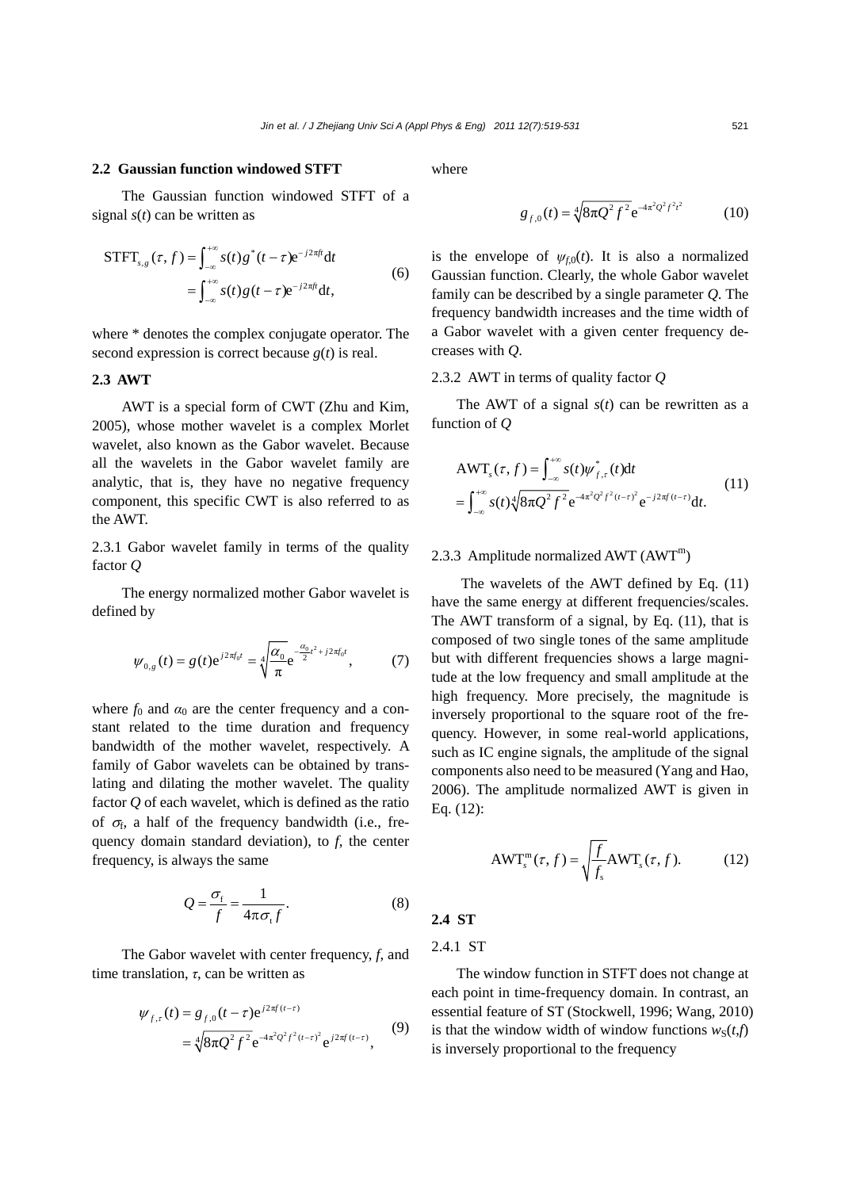### 2.2 Gaussian function windowed STFT

The Gaussian function windowed STFT of a signal $s(t)$ can be written as

$$\begin{aligned}\text{STFT}_{s,g}(\tau, f) &= \int_{-\infty}^{+\infty} s(t) g^*(t-\tau) \mathrm{e}^{-j2\pi ft} \mathrm{d}t \\ &= \int_{-\infty}^{+\infty} s(t) g(t-\tau) \mathrm{e}^{-j2\pi ft} \mathrm{d}t,\end{aligned} \tag{6}$$

where * denotes the complex conjugate operator. The second expression is correct because $g(t)$ is real.

### 2.3 AWT

AWT is a special form of CWT (Zhu and Kim, 2005), whose mother wavelet is a complex Morlet wavelet, also known as the Gabor wavelet. Because all the wavelets in the Gabor wavelet family are analytic, that is, they have no negative frequency component, this specific CWT is also referred to as the AWT.

2.3.1 Gabor wavelet family in terms of the quality factor $Q$

The energy normalized mother Gabor wavelet is defined by

$$\psi_{0,g}(t) = g(t)\mathrm{e}^{j2\pi f_0 t} = \sqrt[4]{\frac{\alpha_0}{\pi}} \mathrm{e}^{-\frac{\alpha_0}{2}t^2 + j2\pi f_0 t}, \tag{7}$$

where $f_0$ and $\alpha_0$ are the center frequency and a constant related to the time duration and frequency bandwidth of the mother wavelet, respectively. A family of Gabor wavelets can be obtained by translating and dilating the mother wavelet. The quality factor $Q$ of each wavelet, which is defined as the ratio of $\sigma_\mathrm{f}$, a half of the frequency bandwidth (i.e., frequency domain standard deviation), to $f$, the center frequency, is always the same

$$Q = \frac{\sigma_\mathrm{f}}{f} = \frac{1}{4\pi\sigma_\mathrm{t} f}. \tag{8}$$

The Gabor wavelet with center frequency, $f$, and time translation, $\tau$, can be written as

$$\begin{aligned}\psi_{f,\tau}(t) &= g_{f,0}(t-\tau)\mathrm{e}^{j2\pi f(t-\tau)} \\ &= \sqrt[4]{8\pi Q^2 f^2} \mathrm{e}^{-4\pi^2 Q^2 f^2 (t-\tau)^2} \mathrm{e}^{j2\pi f(t-\tau)},\end{aligned} \tag{9}$$

where

$$g_{f,0}(t) = \sqrt[4]{8\pi Q^2 f^2} \mathrm{e}^{-4\pi^2 Q^2 f^2 t^2} \tag{10}$$

is the envelope of $\psi_{f,0}(t)$. It is also a normalized Gaussian function. Clearly, the whole Gabor wavelet family can be described by a single parameter $Q$. The frequency bandwidth increases and the time width of a Gabor wavelet with a given center frequency decreases with $Q$.

2.3.2 AWT in terms of quality factor $Q$

The AWT of a signal $s(t)$ can be rewritten as a function of $Q$

$$\begin{aligned}&\text{AWT}_s(\tau, f) = \int_{-\infty}^{+\infty} s(t)\psi_{f,\tau}^*(t)\mathrm{d}t \\ &= \int_{-\infty}^{+\infty} s(t)\sqrt[4]{8\pi Q^2 f^2} \mathrm{e}^{-4\pi^2 Q^2 f^2 (t-\tau)^2} \mathrm{e}^{-j2\pi f(t-\tau)} \mathrm{d}t.\end{aligned} \tag{11}$$

2.3.3 Amplitude normalized AWT (AWT$^\mathrm{m}$)

The wavelets of the AWT defined by Eq. (11) have the same energy at different frequencies/scales. The AWT transform of a signal, by Eq. (11), that is composed of two single tones of the same amplitude but with different frequencies shows a large magnitude at the low frequency and small amplitude at the high frequency. More precisely, the magnitude is inversely proportional to the square root of the frequency. However, in some real-world applications, such as IC engine signals, the amplitude of the signal components also need to be measured (Yang and Hao, 2006). The amplitude normalized AWT is given in Eq. (12):

$$\text{AWT}_s^\mathrm{m}(\tau, f) = \sqrt{\frac{f}{f_\mathrm{s}}} \text{AWT}_s(\tau, f). \tag{12}$$

### 2.4 ST

2.4.1 ST

The window function in STFT does not change at each point in time-frequency domain. In contrast, an essential feature of ST (Stockwell, 1996; Wang, 2010) is that the window width of window functions $w_\mathrm{S}(t,f)$ is inversely proportional to the frequency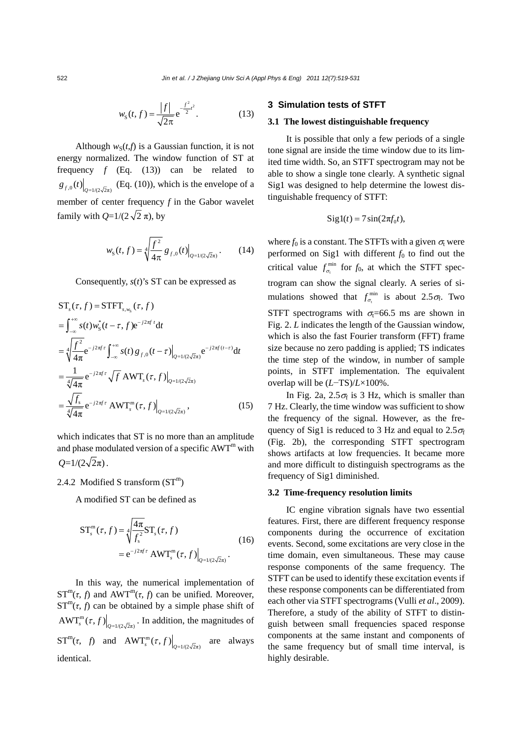$$w_S(t, f) = \frac{|f|}{\sqrt{2\pi}} e^{-\frac{f^2}{2}t^2}. \tag{13}$$

Although $w_S(t,f)$ is a Gaussian function, it is not energy normalized. The window function of ST at frequency $f$ (Eq. (13)) can be related to $g_{f,0}(t)\big|_{Q=1/(2\sqrt{2}\pi)}$ (Eq. (10)), which is the envelope of a member of center frequency $f$ in the Gabor wavelet family with $Q=1/(2\sqrt{2}\pi)$, by

$$w_S(t, f) = \sqrt[4]{\frac{f^2}{4\pi}}\, g_{f,0}(t)\big|_{Q=1/(2\sqrt{2}\pi)}. \tag{14}$$

Consequently, $s(t)$'s ST can be expressed as

$$\begin{aligned}
\mathrm{ST}_s(\tau, f) &= \mathrm{STFT}_{s,w_S}(\tau, f) \\
&= \int_{-\infty}^{+\infty} s(t) w_S^*(t-\tau, f) e^{-j2\pi f t} dt \\
&= \sqrt[4]{\frac{f^2}{4\pi}} e^{-j2\pi f \tau} \int_{-\infty}^{+\infty} s(t)\, g_{f,0}(t-\tau)\big|_{Q=1/(2\sqrt{2}\pi)} e^{-j2\pi f(t-\tau)} dt \\
&= \frac{1}{\sqrt[4]{4\pi}} e^{-j2\pi f \tau} \sqrt{f}\, \mathrm{AWT}_s(\tau, f)\big|_{Q=1/(2\sqrt{2}\pi)} \\
&= \frac{\sqrt{f_s}}{\sqrt[4]{4\pi}} e^{-j2\pi f \tau}\, \mathrm{AWT}_s^{\mathrm{m}}(\tau, f)\big|_{Q=1/(2\sqrt{2}\pi)},
\end{aligned} \tag{15}$$

which indicates that ST is no more than an amplitude and phase modulated version of a specific $\mathrm{AWT}^{\mathrm{m}}$ with $Q=1/(2\sqrt{2}\pi)$.

#### 2.4.2 Modified S transform ($\mathrm{ST}^{\mathrm{m}}$)

A modified ST can be defined as

$$\begin{aligned}
\mathrm{ST}_s^{\mathrm{m}}(\tau, f) &= \sqrt[4]{\frac{4\pi}{f_s^2}}\, \mathrm{ST}_s(\tau, f) \\
&= e^{-j2\pi f \tau}\, \mathrm{AWT}_s^{\mathrm{m}}(\tau, f)\big|_{Q=1/(2\sqrt{2}\pi)}.
\end{aligned} \tag{16}$$

In this way, the numerical implementation of $\mathrm{ST}^{\mathrm{m}}(\tau, f)$ and $\mathrm{AWT}^{\mathrm{m}}(\tau, f)$ can be unified. Moreover, $\mathrm{ST}^{\mathrm{m}}(\tau, f)$ can be obtained by a simple phase shift of $\mathrm{AWT}_s^{\mathrm{m}}(\tau, f)\big|_{Q=1/(2\sqrt{2}\pi)}$. In addition, the magnitudes of $\mathrm{ST}^{\mathrm{m}}(\tau, f)$ and $\mathrm{AWT}_s^{\mathrm{m}}(\tau, f)\big|_{Q=1/(2\sqrt{2}\pi)}$ are always identical.

## 3 Simulation tests of STFT

### 3.1 The lowest distinguishable frequency

It is possible that only a few periods of a single tone signal are inside the time window due to its limited time width. So, an STFT spectrogram may not be able to show a single tone clearly. A synthetic signal Sig1 was designed to help determine the lowest distinguishable frequency of STFT:

$$\mathrm{Sig1}(t) = 7\sin(2\pi f_0 t),$$

where $f_0$ is a constant. The STFTs with a given $\sigma_t$ were performed on Sig1 with different $f_0$ to find out the critical value $f_{\sigma_t}^{\min}$ for $f_0$, at which the STFT spectrogram can show the signal clearly. A series of simulations showed that $f_{\sigma_t}^{\min}$ is about $2.5\sigma_f$. Two STFT spectrograms with $\sigma_t$=66.5 ms are shown in Fig. 2. $L$ indicates the length of the Gaussian window, which is also the fast Fourier transform (FFT) frame size because no zero padding is applied; TS indicates the time step of the window, in number of sample points, in STFT implementation. The equivalent overlap will be $(L-\mathrm{TS})/L\times100\%$.

In Fig. 2a, $2.5\sigma_f$ is 3 Hz, which is smaller than 7 Hz. Clearly, the time window was sufficient to show the frequency of the signal. However, as the frequency of Sig1 is reduced to 3 Hz and equal to $2.5\sigma_f$ (Fig. 2b), the corresponding STFT spectrogram shows artifacts at low frequencies. It became more and more difficult to distinguish spectrograms as the frequency of Sig1 diminished.

### 3.2 Time-frequency resolution limits

IC engine vibration signals have two essential features. First, there are different frequency response components during the occurrence of excitation events. Second, some excitations are very close in the time domain, even simultaneous. These may cause response components of the same frequency. The STFT can be used to identify these excitation events if these response components can be differentiated from each other via STFT spectrograms (Vulli *et al*., 2009). Therefore, a study of the ability of STFT to distinguish between small frequencies spaced response components at the same instant and components of the same frequency but of small time interval, is highly desirable.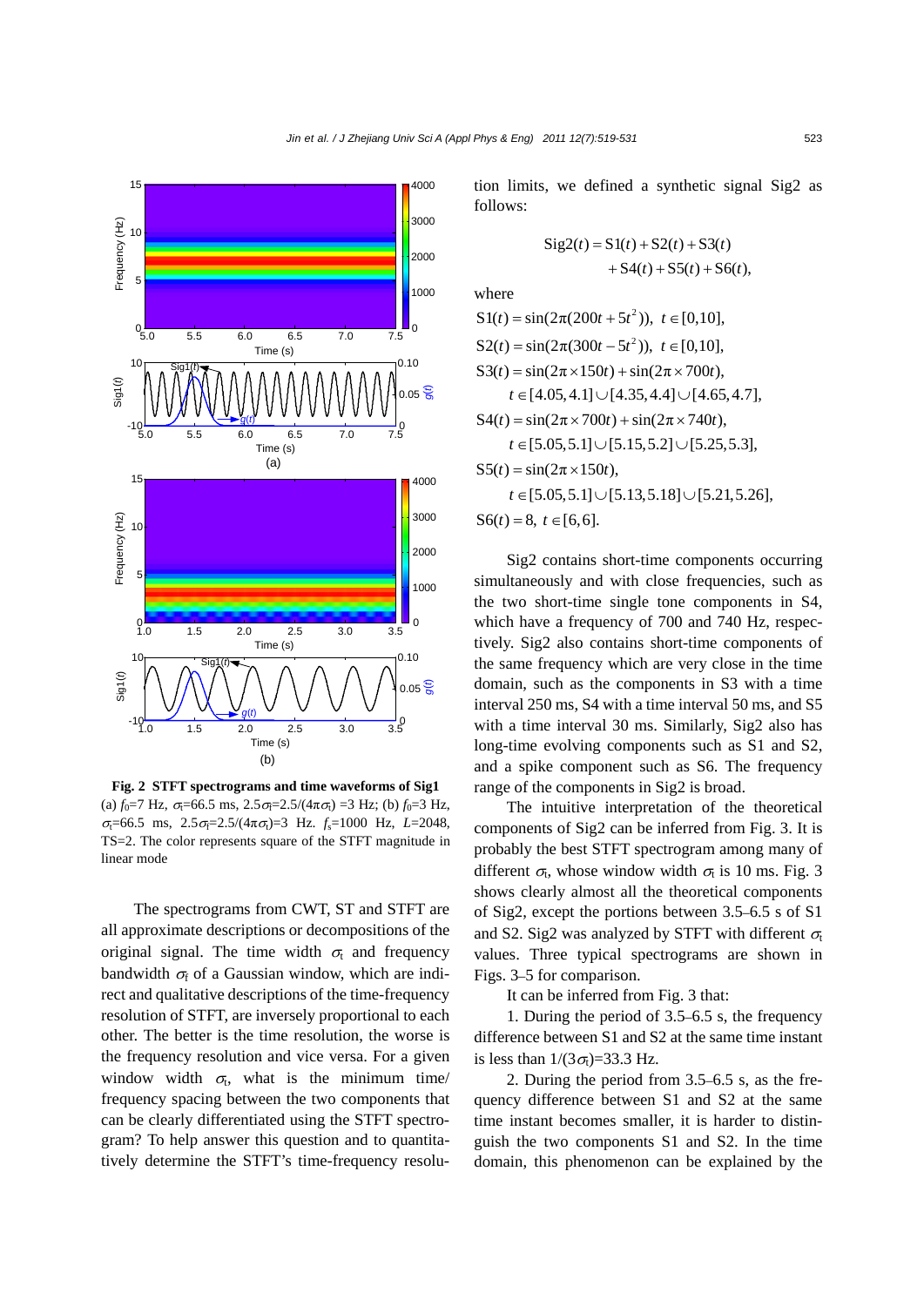**Fig. 2 STFT spectrograms and time waveforms of Sig1**
(a) $f_0$=7 Hz, $\sigma_t$=66.5 ms, $2.5\sigma_f$=2.5/($4\pi\sigma_t$) =3 Hz; (b) $f_0$=3 Hz, $\sigma_t$=66.5 ms, $2.5\sigma_f$=2.5/($4\pi\sigma_t$)=3 Hz. $f_s$=1000 Hz, $L$=2048, TS=2. The color represents square of the STFT magnitude in linear mode

The spectrograms from CWT, ST and STFT are all approximate descriptions or decompositions of the original signal. The time width $\sigma_t$ and frequency bandwidth $\sigma_f$ of a Gaussian window, which are indirect and qualitative descriptions of the time-frequency resolution of STFT, are inversely proportional to each other. The better is the time resolution, the worse is the frequency resolution and vice versa. For a given window width $\sigma_t$, what is the minimum time/frequency spacing between the two components that can be clearly differentiated using the STFT spectrogram? To help answer this question and to quantitatively determine the STFT's time-frequency resolution limits, we defined a synthetic signal Sig2 as follows:

$$\text{Sig2}(t) = \text{S1}(t) + \text{S2}(t) + \text{S3}(t) + \text{S4}(t) + \text{S5}(t) + \text{S6}(t),$$

where

$$\text{S1}(t) = \sin(2\pi(200t + 5t^2)),\ t \in [0,10],$$

$$\text{S2}(t) = \sin(2\pi(300t - 5t^2)),\ t \in [0,10],$$

$$\text{S3}(t) = \sin(2\pi \times 150t) + \sin(2\pi \times 700t),$$
$$t \in [4.05, 4.1] \cup [4.35, 4.4] \cup [4.65, 4.7],$$

$$\text{S4}(t) = \sin(2\pi \times 700t) + \sin(2\pi \times 740t),$$
$$t \in [5.05, 5.1] \cup [5.15, 5.2] \cup [5.25, 5.3],$$

$$\text{S5}(t) = \sin(2\pi \times 150t),$$
$$t \in [5.05, 5.1] \cup [5.13, 5.18] \cup [5.21, 5.26],$$

$$\text{S6}(t) = 8,\ t \in [6, 6].$$

Sig2 contains short-time components occurring simultaneously and with close frequencies, such as the two short-time single tone components in S4, which have a frequency of 700 and 740 Hz, respectively. Sig2 also contains short-time components of the same frequency which are very close in the time domain, such as the components in S3 with a time interval 250 ms, S4 with a time interval 50 ms, and S5 with a time interval 30 ms. Similarly, Sig2 also has long-time evolving components such as S1 and S2, and a spike component such as S6. The frequency range of the components in Sig2 is broad.

The intuitive interpretation of the theoretical components of Sig2 can be inferred from Fig. 3. It is probably the best STFT spectrogram among many of different $\sigma_t$, whose window width $\sigma_t$ is 10 ms. Fig. 3 shows clearly almost all the theoretical components of Sig2, except the portions between 3.5–6.5 s of S1 and S2. Sig2 was analyzed by STFT with different $\sigma_t$ values. Three typical spectrograms are shown in Figs. 3–5 for comparison.

It can be inferred from Fig. 3 that:

1. During the period of 3.5–6.5 s, the frequency difference between S1 and S2 at the same time instant is less than $1/(3\sigma_t)$=33.3 Hz.

2. During the period from 3.5–6.5 s, as the frequency difference between S1 and S2 at the same time instant becomes smaller, it is harder to distinguish the two components S1 and S2. In the time domain, this phenomenon can be explained by the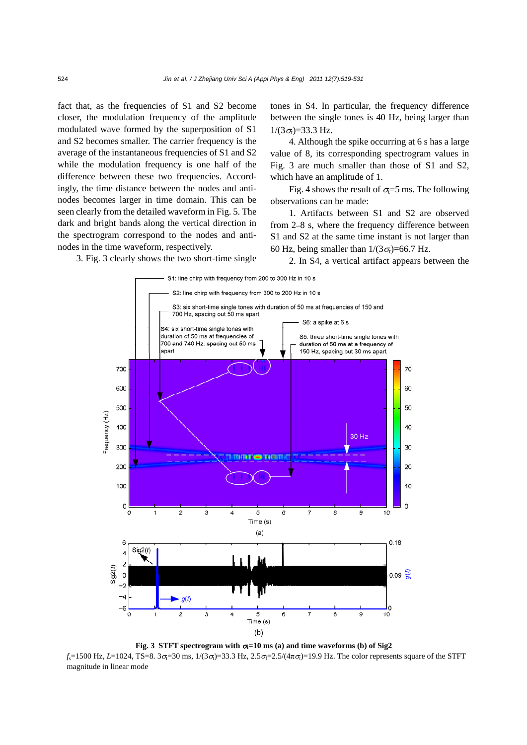fact that, as the frequencies of S1 and S2 become closer, the modulation frequency of the amplitude modulated wave formed by the superposition of S1 and S2 becomes smaller. The carrier frequency is the average of the instantaneous frequencies of S1 and S2 while the modulation frequency is one half of the difference between these two frequencies. Accordingly, the time distance between the nodes and antinodes becomes larger in time domain. This can be seen clearly from the detailed waveform in Fig. 5. The dark and bright bands along the vertical direction in the spectrogram correspond to the nodes and antinodes in the time waveform, respectively.

3. Fig. 3 clearly shows the two short-time single tones in S4. In particular, the frequency difference between the single tones is 40 Hz, being larger than $1/(3\sigma_t)=33.3$ Hz.

4. Although the spike occurring at 6 s has a large value of 8, its corresponding spectrogram values in Fig. 3 are much smaller than those of S1 and S2, which have an amplitude of 1.

Fig. 4 shows the result of $\sigma_t=5$ ms. The following observations can be made:

1. Artifacts between S1 and S2 are observed from 2–8 s, where the frequency difference between S1 and S2 at the same time instant is not larger than 60 Hz, being smaller than $1/(3\sigma_t)=66.7$ Hz.

2. In S4, a vertical artifact appears between the

**Fig. 3 STFT spectrogram with $\sigma_t$=10 ms (a) and time waveforms (b) of Sig2**

$f_s$=1500 Hz, $L$=1024, TS=8. $3\sigma_t$=30 ms, $1/(3\sigma_t)$=33.3 Hz, $2.5\sigma_f=2.5/(4\pi\sigma_t)$=19.9 Hz. The color represents square of the STFT magnitude in linear mode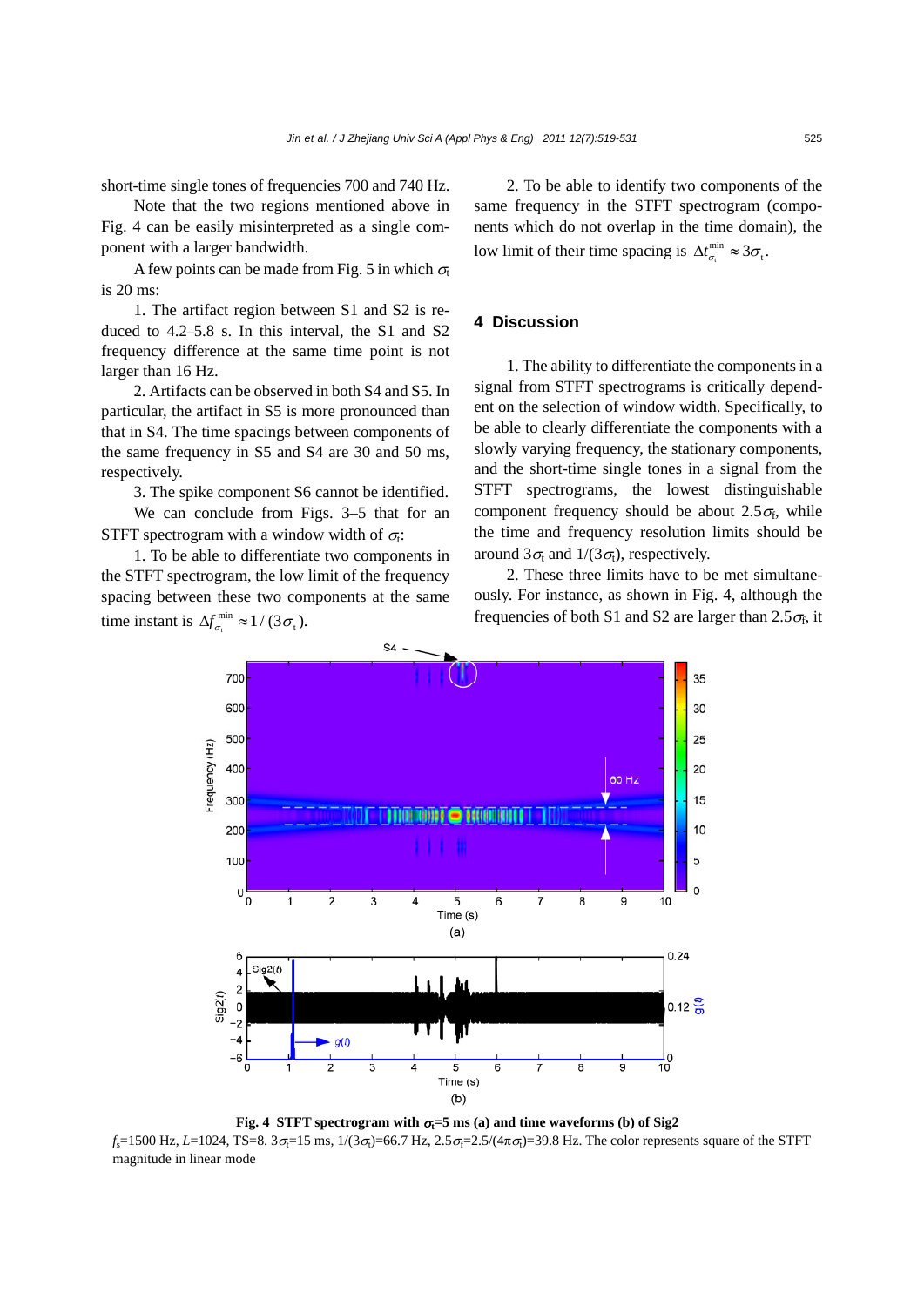short-time single tones of frequencies 700 and 740 Hz.

Note that the two regions mentioned above in Fig. 4 can be easily misinterpreted as a single component with a larger bandwidth.

A few points can be made from Fig. 5 in which $\sigma_t$ is 20 ms:

1. The artifact region between S1 and S2 is reduced to 4.2–5.8 s. In this interval, the S1 and S2 frequency difference at the same time point is not larger than 16 Hz.

2. Artifacts can be observed in both S4 and S5. In particular, the artifact in S5 is more pronounced than that in S4. The time spacings between components of the same frequency in S5 and S4 are 30 and 50 ms, respectively.

3. The spike component S6 cannot be identified.

We can conclude from Figs. 3–5 that for an STFT spectrogram with a window width of $\sigma_t$:

1. To be able to differentiate two components in the STFT spectrogram, the low limit of the frequency spacing between these two components at the same time instant is $\Delta f_{\sigma_t}^{\min} \approx 1/(3\sigma_t)$.

2. To be able to identify two components of the same frequency in the STFT spectrogram (components which do not overlap in the time domain), the low limit of their time spacing is $\Delta t_{\sigma_t}^{\min} \approx 3\sigma_t$.

## 4 Discussion

1. The ability to differentiate the components in a signal from STFT spectrograms is critically dependent on the selection of window width. Specifically, to be able to clearly differentiate the components with a slowly varying frequency, the stationary components, and the short-time single tones in a signal from the STFT spectrograms, the lowest distinguishable component frequency should be about $2.5\sigma_f$, while the time and frequency resolution limits should be around $3\sigma_t$ and $1/(3\sigma_t)$, respectively.

2. These three limits have to be met simultaneously. For instance, as shown in Fig. 4, although the frequencies of both S1 and S2 are larger than $2.5\sigma_f$, it

**Fig. 4 STFT spectrogram with $\sigma_t$=5 ms (a) and time waveforms (b) of Sig2**

$f_s$=1500 Hz, $L$=1024, TS=8. $3\sigma_t$=15 ms, $1/(3\sigma_t)$=66.7 Hz, $2.5\sigma_f=2.5/(4\pi\sigma_t)$=39.8 Hz. The color represents square of the STFT magnitude in linear mode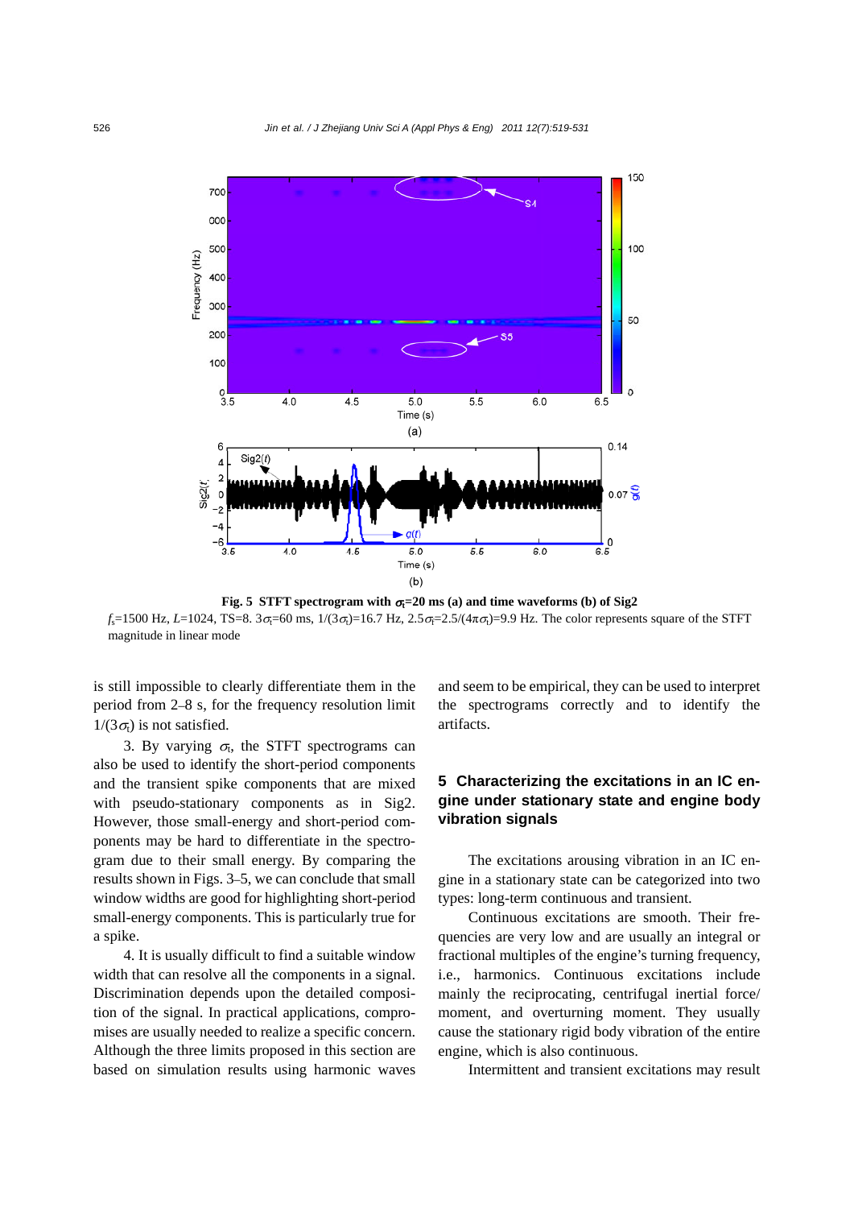**Fig. 5 STFT spectrogram with $\sigma_t$=20 ms (a) and time waveforms (b) of Sig2**

$f_s$=1500 Hz, $L$=1024, TS=8. $3\sigma_t$=60 ms, $1/(3\sigma_t)$=16.7 Hz, $2.5\sigma_f$=$2.5/(4\pi\sigma_t)$=9.9 Hz. The color represents square of the STFT magnitude in linear mode

is still impossible to clearly differentiate them in the period from 2–8 s, for the frequency resolution limit $1/(3\sigma_t)$ is not satisfied.

3. By varying $\sigma_t$, the STFT spectrograms can also be used to identify the short-period components and the transient spike components that are mixed with pseudo-stationary components as in Sig2. However, those small-energy and short-period components may be hard to differentiate in the spectrogram due to their small energy. By comparing the results shown in Figs. 3–5, we can conclude that small window widths are good for highlighting short-period small-energy components. This is particularly true for a spike.

4. It is usually difficult to find a suitable window width that can resolve all the components in a signal. Discrimination depends upon the detailed composition of the signal. In practical applications, compromises are usually needed to realize a specific concern. Although the three limits proposed in this section are based on simulation results using harmonic waves and seem to be empirical, they can be used to interpret the spectrograms correctly and to identify the artifacts.

## 5 Characterizing the excitations in an IC engine under stationary state and engine body vibration signals

The excitations arousing vibration in an IC engine in a stationary state can be categorized into two types: long-term continuous and transient.

Continuous excitations are smooth. Their frequencies are very low and are usually an integral or fractional multiples of the engine's turning frequency, i.e., harmonics. Continuous excitations include mainly the reciprocating, centrifugal inertial force/moment, and overturning moment. They usually cause the stationary rigid body vibration of the entire engine, which is also continuous.

Intermittent and transient excitations may result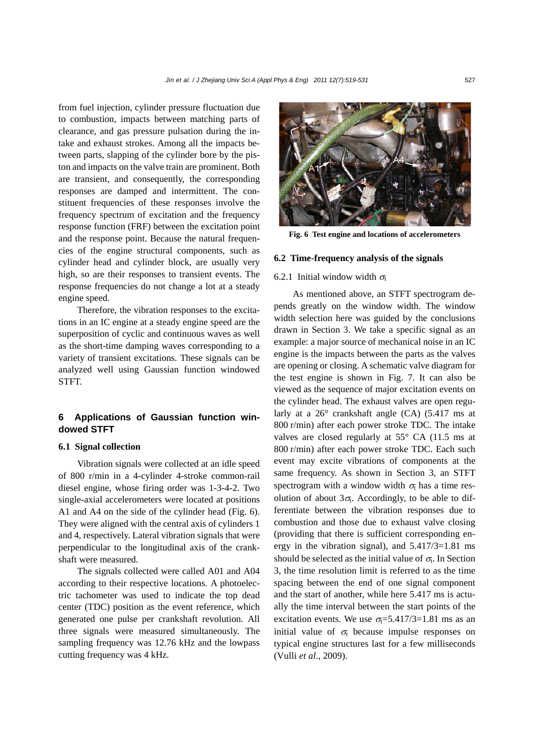from fuel injection, cylinder pressure fluctuation due to combustion, impacts between matching parts of clearance, and gas pressure pulsation during the intake and exhaust strokes. Among all the impacts between parts, slapping of the cylinder bore by the piston and impacts on the valve train are prominent. Both are transient, and consequently, the corresponding responses are damped and intermittent. The constituent frequencies of these responses involve the frequency spectrum of excitation and the frequency response function (FRF) between the excitation point and the response point. Because the natural frequencies of the engine structural components, such as cylinder head and cylinder block, are usually very high, so are their responses to transient events. The response frequencies do not change a lot at a steady engine speed.

Therefore, the vibration responses to the excitations in an IC engine at a steady engine speed are the superposition of cyclic and continuous waves as well as the short-time damping waves corresponding to a variety of transient excitations. These signals can be analyzed well using Gaussian function windowed STFT.

## 6 Applications of Gaussian function windowed STFT

### 6.1 Signal collection

Vibration signals were collected at an idle speed of 800 r/min in a 4-cylinder 4-stroke common-rail diesel engine, whose firing order was 1-3-4-2. Two single-axial accelerometers were located at positions A1 and A4 on the side of the cylinder head (Fig. 6). They were aligned with the central axis of cylinders 1 and 4, respectively. Lateral vibration signals that were perpendicular to the longitudinal axis of the crankshaft were measured.

The signals collected were called A01 and A04 according to their respective locations. A photoelectric tachometer was used to indicate the top dead center (TDC) position as the event reference, which generated one pulse per crankshaft revolution. All three signals were measured simultaneously. The sampling frequency was 12.76 kHz and the lowpass cutting frequency was 4 kHz.

**Fig. 6 Test engine and locations of accelerometers**

### 6.2 Time-frequency analysis of the signals

#### 6.2.1 Initial window width $\sigma_t$

As mentioned above, an STFT spectrogram depends greatly on the window width. The window width selection here was guided by the conclusions drawn in Section 3. We take a specific signal as an example: a major source of mechanical noise in an IC engine is the impacts between the parts as the valves are opening or closing. A schematic valve diagram for the test engine is shown in Fig. 7. It can also be viewed as the sequence of major excitation events on the cylinder head. The exhaust valves are open regularly at a 26° crankshaft angle (CA) (5.417 ms at 800 r/min) after each power stroke TDC. The intake valves are closed regularly at 55° CA (11.5 ms at 800 r/min) after each power stroke TDC. Each such event may excite vibrations of components at the same frequency. As shown in Section 3, an STFT spectrogram with a window width $\sigma_t$ has a time resolution of about $3\sigma_t$. Accordingly, to be able to differentiate between the vibration responses due to combustion and those due to exhaust valve closing (providing that there is sufficient corresponding energy in the vibration signal), and 5.417/3=1.81 ms should be selected as the initial value of $\sigma_t$. In Section 3, the time resolution limit is referred to as the time spacing between the end of one signal component and the start of another, while here 5.417 ms is actually the time interval between the start points of the excitation events. We use $\sigma_t$=5.417/3=1.81 ms as an initial value of $\sigma_t$ because impulse responses on typical engine structures last for a few milliseconds (Vulli *et al*., 2009).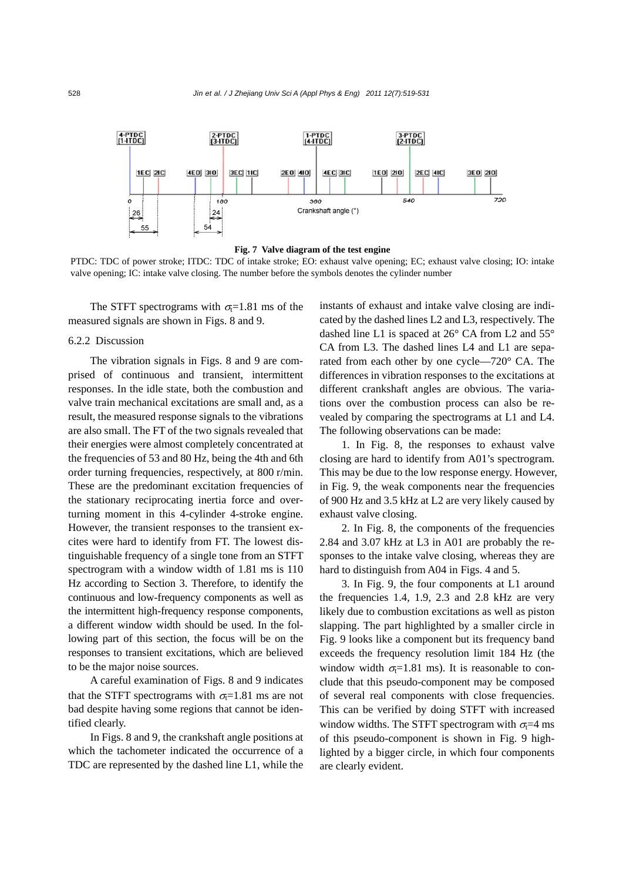Fig. 7 Valve diagram of the test engine

PTDC: TDC of power stroke; ITDC: TDC of intake stroke; EO: exhaust valve opening; EC; exhaust valve closing; IO: intake valve opening; IC: intake valve closing. The number before the symbols denotes the cylinder number

The STFT spectrograms with $\sigma_t$=1.81 ms of the measured signals are shown in Figs. 8 and 9.

### 6.2.2 Discussion

The vibration signals in Figs. 8 and 9 are comprised of continuous and transient, intermittent responses. In the idle state, both the combustion and valve train mechanical excitations are small and, as a result, the measured response signals to the vibrations are also small. The FT of the two signals revealed that their energies were almost completely concentrated at the frequencies of 53 and 80 Hz, being the 4th and 6th order turning frequencies, respectively, at 800 r/min. These are the predominant excitation frequencies of the stationary reciprocating inertia force and overturning moment in this 4-cylinder 4-stroke engine. However, the transient responses to the transient excites were hard to identify from FT. The lowest distinguishable frequency of a single tone from an STFT spectrogram with a window width of 1.81 ms is 110 Hz according to Section 3. Therefore, to identify the continuous and low-frequency components as well as the intermittent high-frequency response components, a different window width should be used. In the following part of this section, the focus will be on the responses to transient excitations, which are believed to be the major noise sources.

A careful examination of Figs. 8 and 9 indicates that the STFT spectrograms with $\sigma_t$=1.81 ms are not bad despite having some regions that cannot be identified clearly.

In Figs. 8 and 9, the crankshaft angle positions at which the tachometer indicated the occurrence of a TDC are represented by the dashed line L1, while the instants of exhaust and intake valve closing are indicated by the dashed lines L2 and L3, respectively. The dashed line L1 is spaced at 26° CA from L2 and 55° CA from L3. The dashed lines L4 and L1 are separated from each other by one cycle—720° CA. The differences in vibration responses to the excitations at different crankshaft angles are obvious. The variations over the combustion process can also be revealed by comparing the spectrograms at L1 and L4. The following observations can be made:

1. In Fig. 8, the responses to exhaust valve closing are hard to identify from A01's spectrogram. This may be due to the low response energy. However, in Fig. 9, the weak components near the frequencies of 900 Hz and 3.5 kHz at L2 are very likely caused by exhaust valve closing.

2. In Fig. 8, the components of the frequencies 2.84 and 3.07 kHz at L3 in A01 are probably the responses to the intake valve closing, whereas they are hard to distinguish from A04 in Figs. 4 and 5.

3. In Fig. 9, the four components at L1 around the frequencies 1.4, 1.9, 2.3 and 2.8 kHz are very likely due to combustion excitations as well as piston slapping. The part highlighted by a smaller circle in Fig. 9 looks like a component but its frequency band exceeds the frequency resolution limit 184 Hz (the window width $\sigma_t$=1.81 ms). It is reasonable to conclude that this pseudo-component may be composed of several real components with close frequencies. This can be verified by doing STFT with increased window widths. The STFT spectrogram with $\sigma_t$=4 ms of this pseudo-component is shown in Fig. 9 highlighted by a bigger circle, in which four components are clearly evident.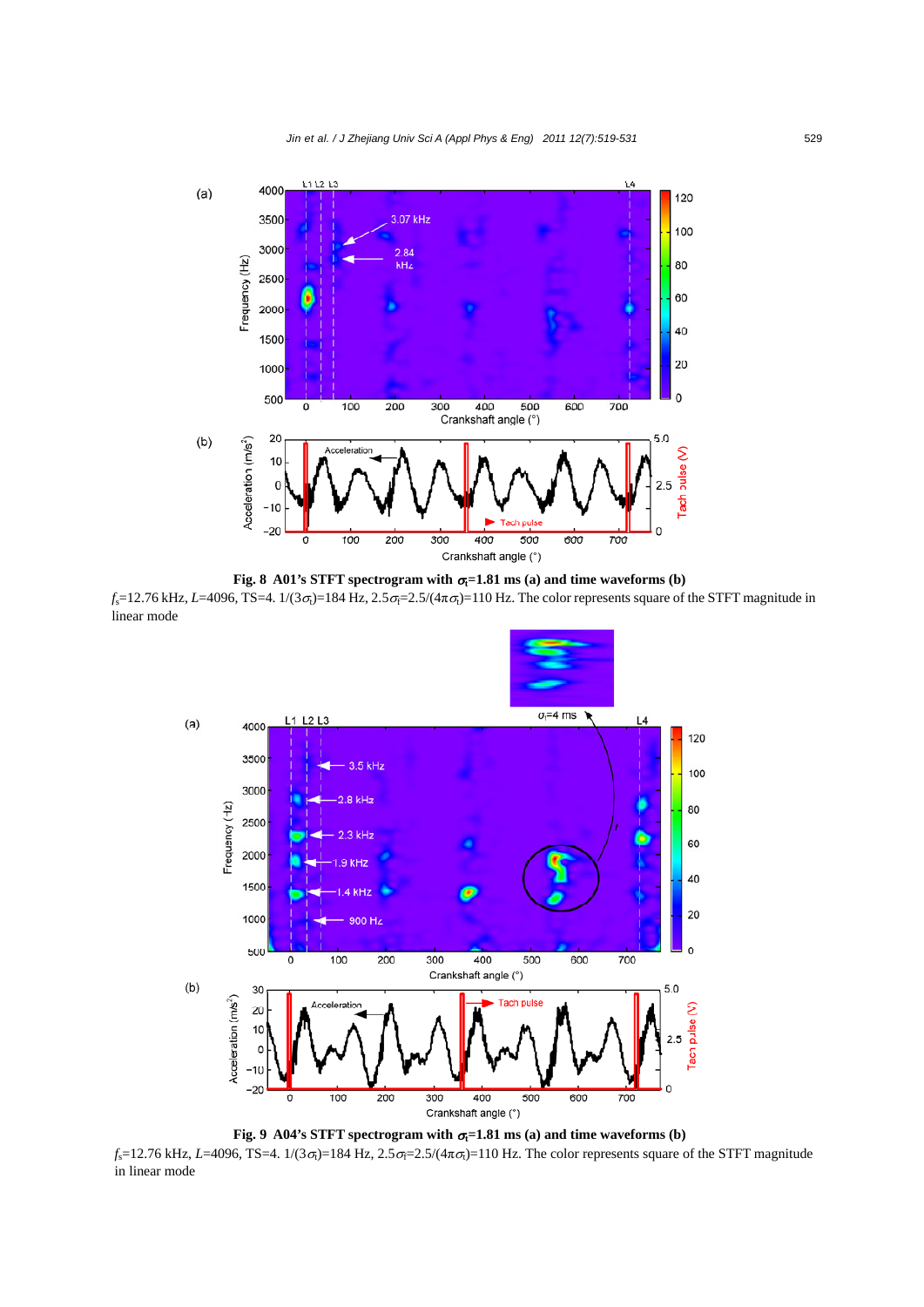**Fig. 8 A01's STFT spectrogram with $\sigma_t$=1.81 ms (a) and time waveforms (b)**

$f_s$=12.76 kHz, $L$=4096, TS=4. $1/(3\sigma_t)$=184 Hz, $2.5\sigma_f$=$2.5/(4\pi\sigma_t)$=110 Hz. The color represents square of the STFT magnitude in linear mode

**Fig. 9 A04's STFT spectrogram with $\sigma_t$=1.81 ms (a) and time waveforms (b)**

$f_s$=12.76 kHz, $L$=4096, TS=4. $1/(3\sigma_t)$=184 Hz, $2.5\sigma_f$=$2.5/(4\pi\sigma_t)$=110 Hz. The color represents square of the STFT magnitude in linear mode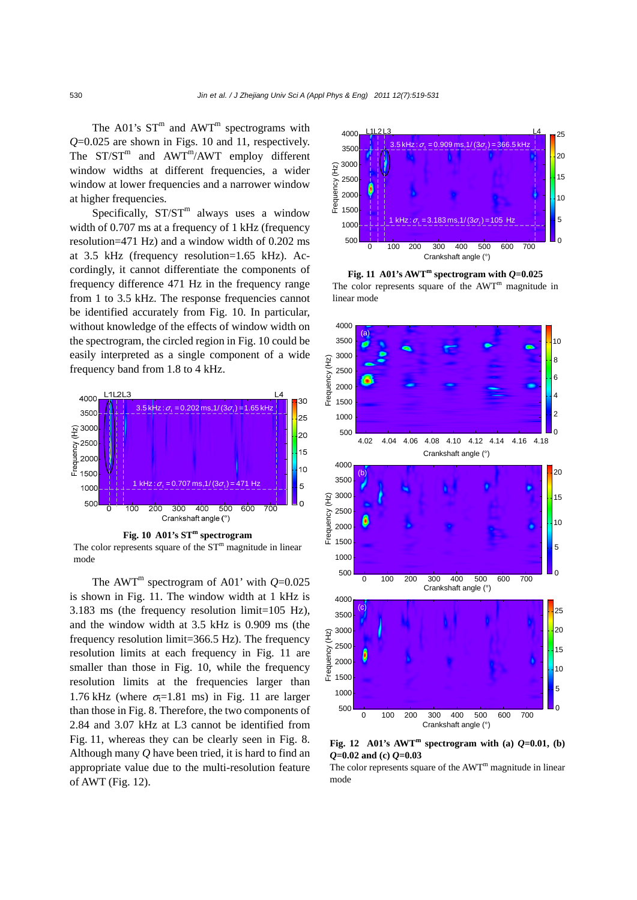The A01's $ST^m$ and $AWT^m$ spectrograms with $Q$=0.025 are shown in Figs. 10 and 11, respectively. The $ST/ST^m$ and $AWT^m/AWT$ employ different window widths at different frequencies, a wider window at lower frequencies and a narrower window at higher frequencies.

Specifically, $ST/ST^m$ always uses a window width of 0.707 ms at a frequency of 1 kHz (frequency resolution=471 Hz) and a window width of 0.202 ms at 3.5 kHz (frequency resolution=1.65 kHz). Accordingly, it cannot differentiate the components of frequency difference 471 Hz in the frequency range from 1 to 3.5 kHz. The response frequencies cannot be identified accurately from Fig. 10. In particular, without knowledge of the effects of window width on the spectrogram, the circled region in Fig. 10 could be easily interpreted as a single component of a wide frequency band from 1.8 to 4 kHz.

**Fig. 10 A01's $ST^m$ spectrogram**
The color represents square of the $ST^m$ magnitude in linear mode

The $AWT^m$ spectrogram of A01' with $Q$=0.025 is shown in Fig. 11. The window width at 1 kHz is 3.183 ms (the frequency resolution limit=105 Hz), and the window width at 3.5 kHz is 0.909 ms (the frequency resolution limit=366.5 Hz). The frequency resolution limits at each frequency in Fig. 11 are smaller than those in Fig. 10, while the frequency resolution limits at the frequencies larger than 1.76 kHz (where $\sigma_t$=1.81 ms) in Fig. 11 are larger than those in Fig. 8. Therefore, the two components of 2.84 and 3.07 kHz at L3 cannot be identified from Fig. 11, whereas they can be clearly seen in Fig. 8. Although many $Q$ have been tried, it is hard to find an appropriate value due to the multi-resolution feature of AWT (Fig. 12).

**Fig. 11 A01's $AWT^m$ spectrogram with $Q$=0.025**
The color represents square of the $AWT^m$ magnitude in linear mode

**Fig. 12 A01's $AWT^m$ spectrogram with (a) $Q$=0.01, (b) $Q$=0.02 and (c) $Q$=0.03**
The color represents square of the $AWT^m$ magnitude in linear mode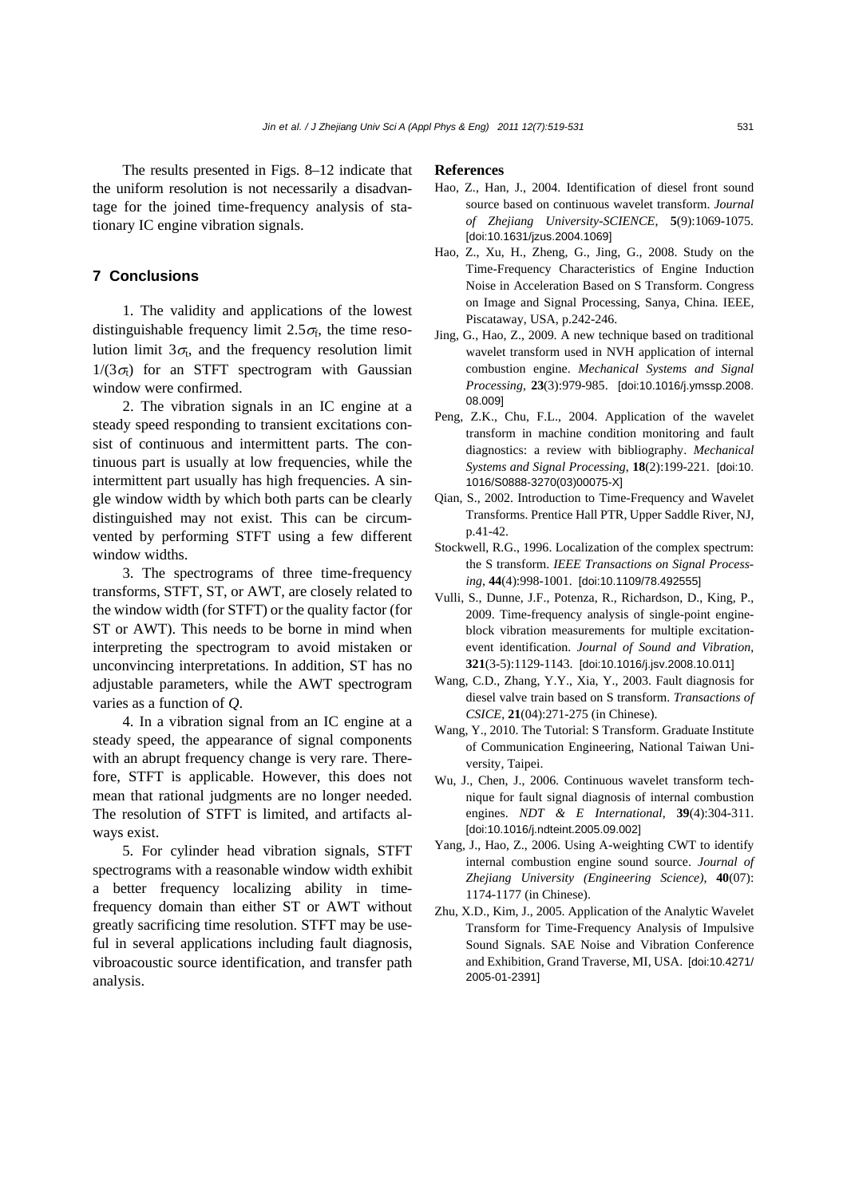The results presented in Figs. 8–12 indicate that the uniform resolution is not necessarily a disadvantage for the joined time-frequency analysis of stationary IC engine vibration signals.

## 7 Conclusions

1. The validity and applications of the lowest distinguishable frequency limit $2.5\sigma_f$, the time resolution limit $3\sigma_t$, and the frequency resolution limit $1/(3\sigma_t)$ for an STFT spectrogram with Gaussian window were confirmed.

2. The vibration signals in an IC engine at a steady speed responding to transient excitations consist of continuous and intermittent parts. The continuous part is usually at low frequencies, while the intermittent part usually has high frequencies. A single window width by which both parts can be clearly distinguished may not exist. This can be circumvented by performing STFT using a few different window widths.

3. The spectrograms of three time-frequency transforms, STFT, ST, or AWT, are closely related to the window width (for STFT) or the quality factor (for ST or AWT). This needs to be borne in mind when interpreting the spectrogram to avoid mistaken or unconvincing interpretations. In addition, ST has no adjustable parameters, while the AWT spectrogram varies as a function of $Q$.

4. In a vibration signal from an IC engine at a steady speed, the appearance of signal components with an abrupt frequency change is very rare. Therefore, STFT is applicable. However, this does not mean that rational judgments are no longer needed. The resolution of STFT is limited, and artifacts always exist.

5. For cylinder head vibration signals, STFT spectrograms with a reasonable window width exhibit a better frequency localizing ability in time-frequency domain than either ST or AWT without greatly sacrificing time resolution. STFT may be useful in several applications including fault diagnosis, vibroacoustic source identification, and transfer path analysis.

**References**

Hao, Z., Han, J., 2004. Identification of diesel front sound source based on continuous wavelet transform. *Journal of Zhejiang University-SCIENCE*, **5**(9):1069-1075. [doi:10.1631/jzus.2004.1069]

Hao, Z., Xu, H., Zheng, G., Jing, G., 2008. Study on the Time-Frequency Characteristics of Engine Induction Noise in Acceleration Based on S Transform. Congress on Image and Signal Processing, Sanya, China. IEEE, Piscataway, USA, p.242-246.

Jing, G., Hao, Z., 2009. A new technique based on traditional wavelet transform used in NVH application of internal combustion engine. *Mechanical Systems and Signal Processing*, **23**(3):979-985. [doi:10.1016/j.ymssp.2008.08.009]

Peng, Z.K., Chu, F.L., 2004. Application of the wavelet transform in machine condition monitoring and fault diagnostics: a review with bibliography. *Mechanical Systems and Signal Processing*, **18**(2):199-221. [doi:10.1016/S0888-3270(03)00075-X]

Qian, S., 2002. Introduction to Time-Frequency and Wavelet Transforms. Prentice Hall PTR, Upper Saddle River, NJ, p.41-42.

Stockwell, R.G., 1996. Localization of the complex spectrum: the S transform. *IEEE Transactions on Signal Processing*, **44**(4):998-1001. [doi:10.1109/78.492555]

Vulli, S., Dunne, J.F., Potenza, R., Richardson, D., King, P., 2009. Time-frequency analysis of single-point engine-block vibration measurements for multiple excitation-event identification. *Journal of Sound and Vibration*, **321**(3-5):1129-1143. [doi:10.1016/j.jsv.2008.10.011]

Wang, C.D., Zhang, Y.Y., Xia, Y., 2003. Fault diagnosis for diesel valve train based on S transform. *Transactions of CSICE*, **21**(04):271-275 (in Chinese).

Wang, Y., 2010. The Tutorial: S Transform. Graduate Institute of Communication Engineering, National Taiwan University, Taipei.

Wu, J., Chen, J., 2006. Continuous wavelet transform technique for fault signal diagnosis of internal combustion engines. *NDT & E International*, **39**(4):304-311. [doi:10.1016/j.ndteint.2005.09.002]

Yang, J., Hao, Z., 2006. Using A-weighting CWT to identify internal combustion engine sound source. *Journal of Zhejiang University (Engineering Science)*, **40**(07): 1174-1177 (in Chinese).

Zhu, X.D., Kim, J., 2005. Application of the Analytic Wavelet Transform for Time-Frequency Analysis of Impulsive Sound Signals. SAE Noise and Vibration Conference and Exhibition, Grand Traverse, MI, USA. [doi:10.4271/2005-01-2391]